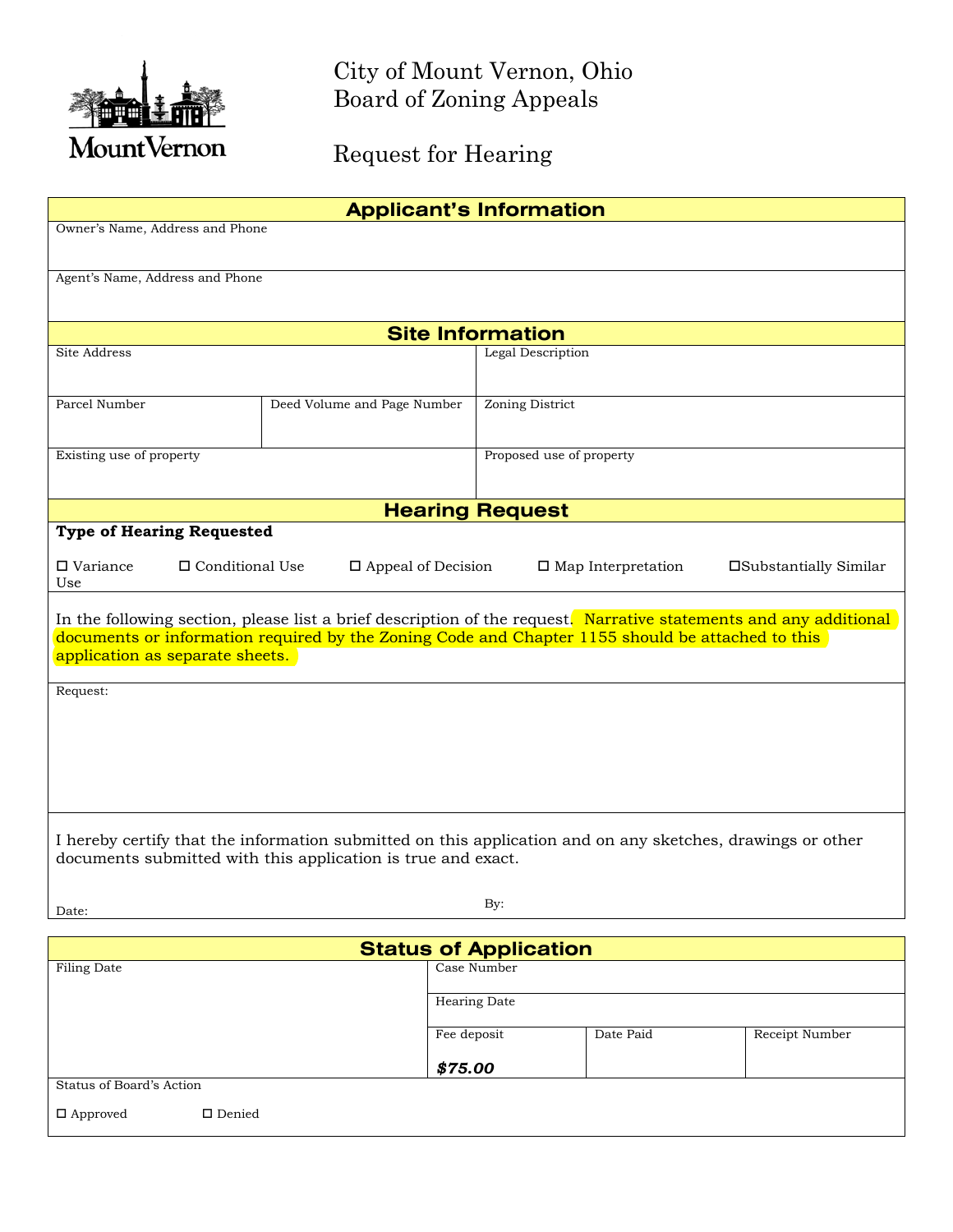MountVernon

# City of Mount Vernon, Ohio
# Board of Zoning Appeals

## Request for Hearing

## Applicant's Information

Owner's Name, Address and Phone

Agent's Name, Address and Phone

## Site Information

| Site Address | | Legal Description |
|---|---|---|
| Parcel Number | Deed Volume and Page Number | Zoning District |
| Existing use of property | | Proposed use of property |

## Hearing Request

**Type of Hearing Requested**

☐ Variance ☐ Conditional Use ☐ Appeal of Decision ☐ Map Interpretation ☐ Substantially Similar Use

In the following section, please list a brief description of the request. Narrative statements and any additional documents or information required by the Zoning Code and Chapter 1155 should be attached to this application as separate sheets.

Request:

I hereby certify that the information submitted on this application and on any sketches, drawings or other documents submitted with this application is true and exact.

Date: By:

## Status of Application

| Filing Date | Case Number | | |
|---|---|---|---|
| | Hearing Date | | |
| | Fee deposit<br>***$75.00*** | Date Paid | Receipt Number |

Status of Board's Action

☐ Approved ☐ Denied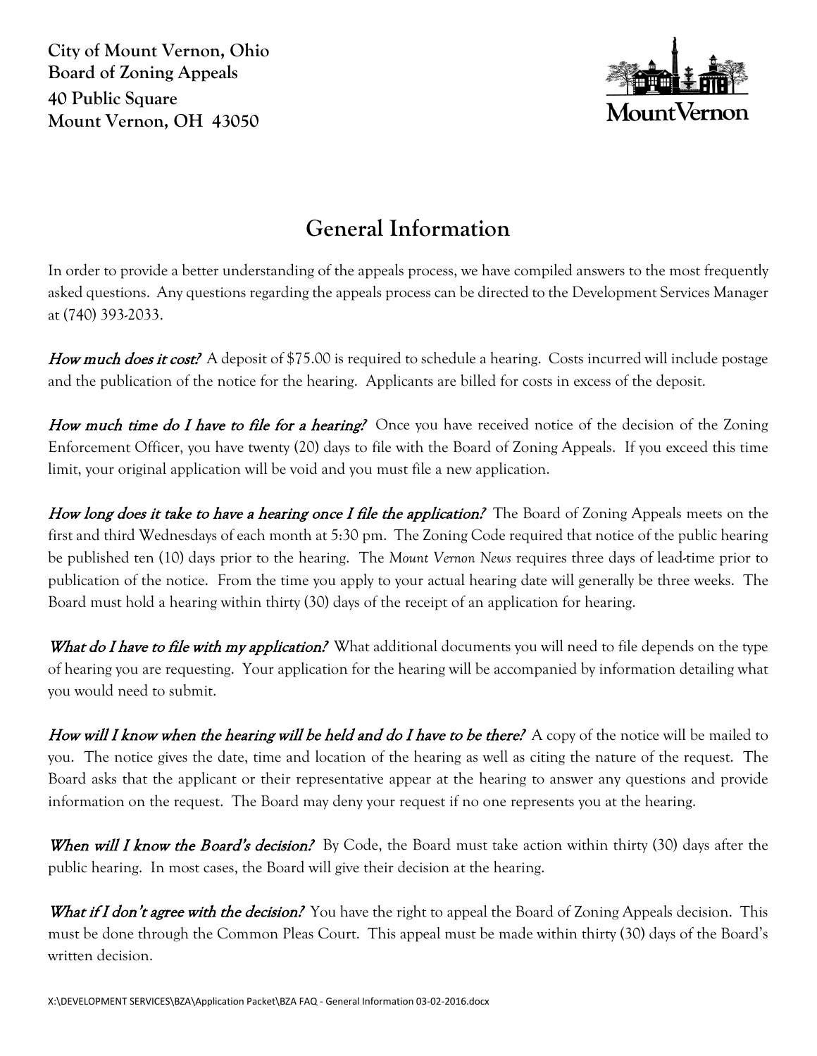City of Mount Vernon, Ohio
Board of Zoning Appeals
40 Public Square
Mount Vernon, OH 43050

# General Information

In order to provide a better understanding of the appeals process, we have compiled answers to the most frequently asked questions. Any questions regarding the appeals process can be directed to the Development Services Manager at (740) 393-2033.

***How much does it cost?*** A deposit of $75.00 is required to schedule a hearing. Costs incurred will include postage and the publication of the notice for the hearing. Applicants are billed for costs in excess of the deposit.

***How much time do I have to file for a hearing?*** Once you have received notice of the decision of the Zoning Enforcement Officer, you have twenty (20) days to file with the Board of Zoning Appeals. If you exceed this time limit, your original application will be void and you must file a new application.

***How long does it take to have a hearing once I file the application?*** The Board of Zoning Appeals meets on the first and third Wednesdays of each month at 5:30 pm. The Zoning Code required that notice of the public hearing be published ten (10) days prior to the hearing. The *Mount Vernon News* requires three days of lead-time prior to publication of the notice. From the time you apply to your actual hearing date will generally be three weeks. The Board must hold a hearing within thirty (30) days of the receipt of an application for hearing.

***What do I have to file with my application?*** What additional documents you will need to file depends on the type of hearing you are requesting. Your application for the hearing will be accompanied by information detailing what you would need to submit.

***How will I know when the hearing will be held and do I have to be there?*** A copy of the notice will be mailed to you. The notice gives the date, time and location of the hearing as well as citing the nature of the request. The Board asks that the applicant or their representative appear at the hearing to answer any questions and provide information on the request. The Board may deny your request if no one represents you at the hearing.

***When will I know the Board's decision?*** By Code, the Board must take action within thirty (30) days after the public hearing. In most cases, the Board will give their decision at the hearing.

***What if I don't agree with the decision?*** You have the right to appeal the Board of Zoning Appeals decision. This must be done through the Common Pleas Court. This appeal must be made within thirty (30) days of the Board's written decision.

X:\DEVELOPMENT SERVICES\BZA\Application Packet\BZA FAQ - General Information 03-02-2016.docx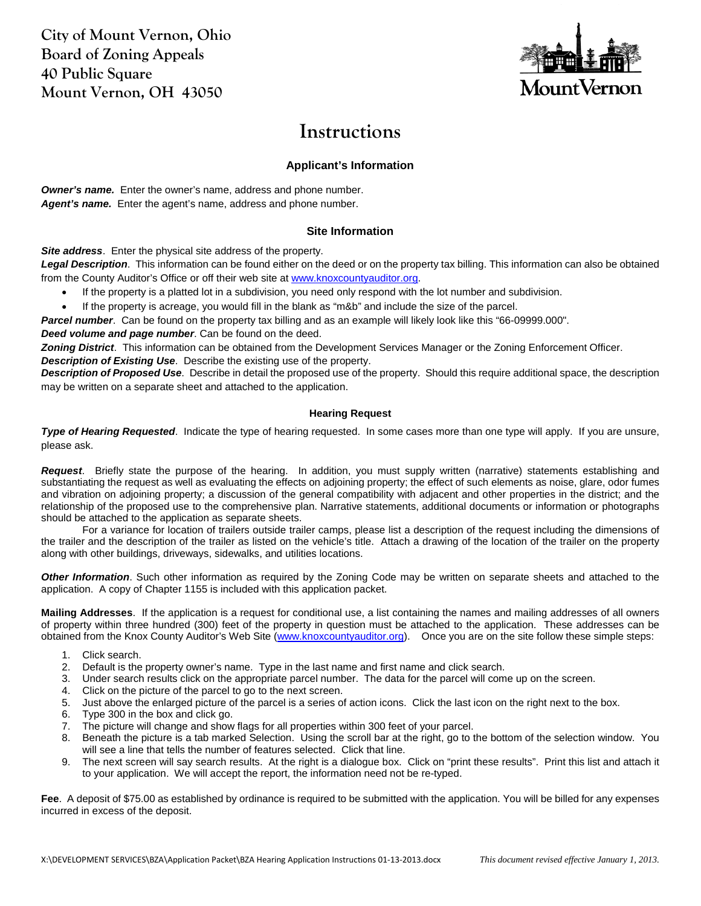**City of Mount Vernon, Ohio**
**Board of Zoning Appeals**
**40 Public Square**
**Mount Vernon, OH 43050**

# Instructions

### Applicant's Information

***Owner's name.*** Enter the owner's name, address and phone number.
***Agent's name.*** Enter the agent's name, address and phone number.

### Site Information

***Site address***. Enter the physical site address of the property.
***Legal Description***. This information can be found either on the deed or on the property tax billing. This information can also be obtained from the County Auditor's Office or off their web site at www.knoxcountyauditor.org.

- If the property is a platted lot in a subdivision, you need only respond with the lot number and subdivision.
- If the property is acreage, you would fill in the blank as "m&b" and include the size of the parcel.

***Parcel number***. Can be found on the property tax billing and as an example will likely look like this "66-09999.000".
***Deed volume and page number***. Can be found on the deed.
***Zoning District***. This information can be obtained from the Development Services Manager or the Zoning Enforcement Officer.
***Description of Existing Use***. Describe the existing use of the property.
***Description of Proposed Use***. Describe in detail the proposed use of the property. Should this require additional space, the description may be written on a separate sheet and attached to the application.

### Hearing Request

***Type of Hearing Requested***. Indicate the type of hearing requested. In some cases more than one type will apply. If you are unsure, please ask.

***Request***. Briefly state the purpose of the hearing. In addition, you must supply written (narrative) statements establishing and substantiating the request as well as evaluating the effects on adjoining property; the effect of such elements as noise, glare, odor fumes and vibration on adjoining property; a discussion of the general compatibility with adjacent and other properties in the district; and the relationship of the proposed use to the comprehensive plan. Narrative statements, additional documents or information or photographs should be attached to the application as separate sheets.

For a variance for location of trailers outside trailer camps, please list a description of the request including the dimensions of the trailer and the description of the trailer as listed on the vehicle's title. Attach a drawing of the location of the trailer on the property along with other buildings, driveways, sidewalks, and utilities locations.

***Other Information***. Such other information as required by the Zoning Code may be written on separate sheets and attached to the application. A copy of Chapter 1155 is included with this application packet.

**Mailing Addresses**. If the application is a request for conditional use, a list containing the names and mailing addresses of all owners of property within three hundred (300) feet of the property in question must be attached to the application. These addresses can be obtained from the Knox County Auditor's Web Site (www.knoxcountyauditor.org). Once you are on the site follow these simple steps:

1. Click search.
2. Default is the property owner's name. Type in the last name and first name and click search.
3. Under search results click on the appropriate parcel number. The data for the parcel will come up on the screen.
4. Click on the picture of the parcel to go to the next screen.
5. Just above the enlarged picture of the parcel is a series of action icons. Click the last icon on the right next to the box.
6. Type 300 in the box and click go.
7. The picture will change and show flags for all properties within 300 feet of your parcel.
8. Beneath the picture is a tab marked Selection. Using the scroll bar at the right, go to the bottom of the selection window. You will see a line that tells the number of features selected. Click that line.
9. The next screen will say search results. At the right is a dialogue box. Click on "print these results". Print this list and attach it to your application. We will accept the report, the information need not be re-typed.

**Fee**. A deposit of $75.00 as established by ordinance is required to be submitted with the application. You will be billed for any expenses incurred in excess of the deposit.

X:\DEVELOPMENT SERVICES\BZA\Application Packet\BZA Hearing Application Instructions 01-13-2013.docx *This document revised effective January 1, 2013.*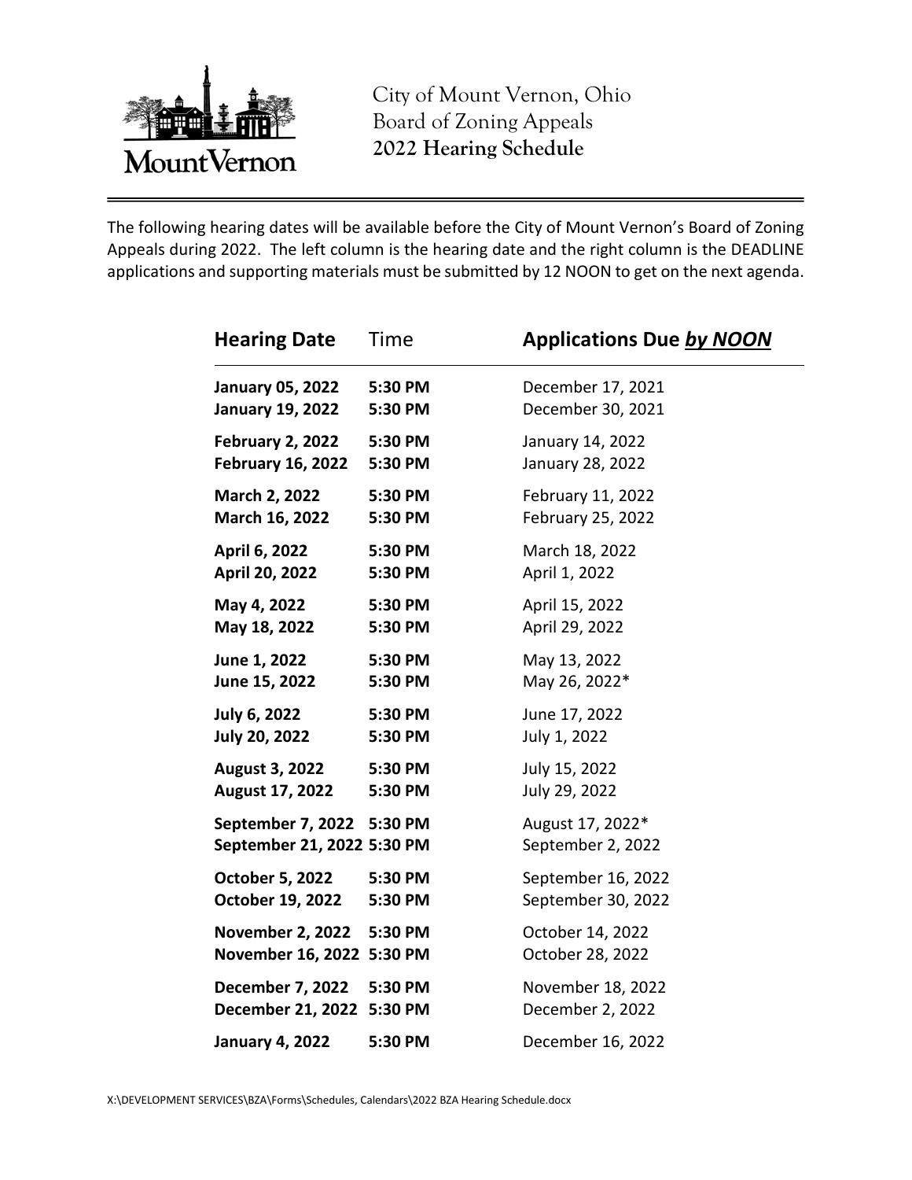City of Mount Vernon, Ohio
Board of Zoning Appeals
**2022 Hearing Schedule**

The following hearing dates will be available before the City of Mount Vernon's Board of Zoning Appeals during 2022. The left column is the hearing date and the right column is the DEADLINE applications and supporting materials must be submitted by 12 NOON to get on the next agenda.

| **Hearing Date** | Time | **Applications Due *by NOON*** |
|---|---|---|
| **January 05, 2022** | **5:30 PM** | December 17, 2021 |
| **January 19, 2022** | **5:30 PM** | December 30, 2021 |
| **February 2, 2022** | **5:30 PM** | January 14, 2022 |
| **February 16, 2022** | **5:30 PM** | January 28, 2022 |
| **March 2, 2022** | **5:30 PM** | February 11, 2022 |
| **March 16, 2022** | **5:30 PM** | February 25, 2022 |
| **April 6, 2022** | **5:30 PM** | March 18, 2022 |
| **April 20, 2022** | **5:30 PM** | April 1, 2022 |
| **May 4, 2022** | **5:30 PM** | April 15, 2022 |
| **May 18, 2022** | **5:30 PM** | April 29, 2022 |
| **June 1, 2022** | **5:30 PM** | May 13, 2022 |
| **June 15, 2022** | **5:30 PM** | May 26, 2022* |
| **July 6, 2022** | **5:30 PM** | June 17, 2022 |
| **July 20, 2022** | **5:30 PM** | July 1, 2022 |
| **August 3, 2022** | **5:30 PM** | July 15, 2022 |
| **August 17, 2022** | **5:30 PM** | July 29, 2022 |
| **September 7, 2022** | **5:30 PM** | August 17, 2022* |
| **September 21, 2022** | **5:30 PM** | September 2, 2022 |
| **October 5, 2022** | **5:30 PM** | September 16, 2022 |
| **October 19, 2022** | **5:30 PM** | September 30, 2022 |
| **November 2, 2022** | **5:30 PM** | October 14, 2022 |
| **November 16, 2022** | **5:30 PM** | October 28, 2022 |
| **December 7, 2022** | **5:30 PM** | November 18, 2022 |
| **December 21, 2022** | **5:30 PM** | December 2, 2022 |
| **January 4, 2022** | **5:30 PM** | December 16, 2022 |

X:\DEVELOPMENT SERVICES\BZA\Forms\Schedules, Calendars\2022 BZA Hearing Schedule.docx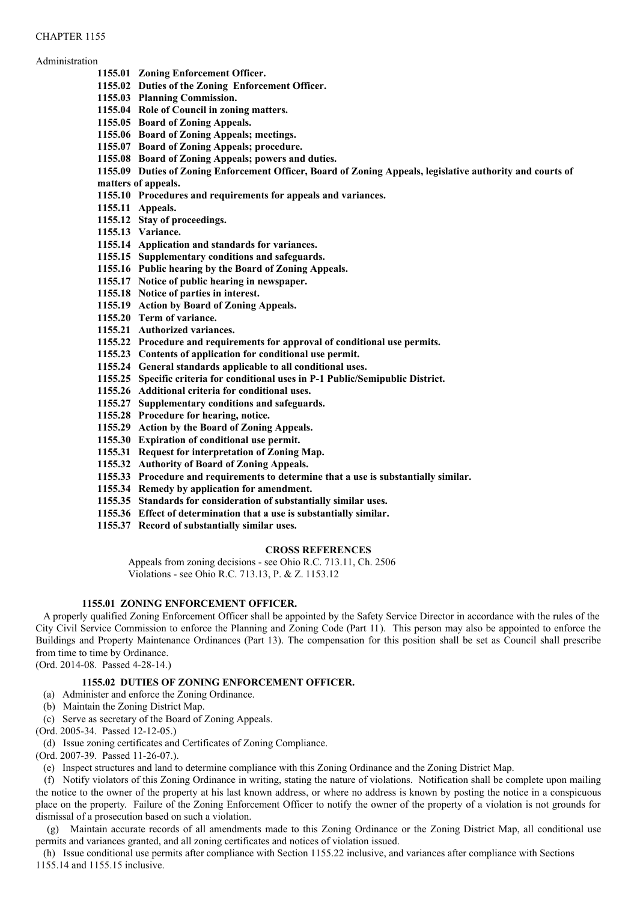CHAPTER 1155

Administration

**1155.01 Zoning Enforcement Officer.**
**1155.02 Duties of the Zoning Enforcement Officer.**
**1155.03 Planning Commission.**
**1155.04 Role of Council in zoning matters.**
**1155.05 Board of Zoning Appeals.**
**1155.06 Board of Zoning Appeals; meetings.**
**1155.07 Board of Zoning Appeals; procedure.**
**1155.08 Board of Zoning Appeals; powers and duties.**
**1155.09 Duties of Zoning Enforcement Officer, Board of Zoning Appeals, legislative authority and courts of matters of appeals.**
**1155.10 Procedures and requirements for appeals and variances.**
**1155.11 Appeals.**
**1155.12 Stay of proceedings.**
**1155.13 Variance.**
**1155.14 Application and standards for variances.**
**1155.15 Supplementary conditions and safeguards.**
**1155.16 Public hearing by the Board of Zoning Appeals.**
**1155.17 Notice of public hearing in newspaper.**
**1155.18 Notice of parties in interest.**
**1155.19 Action by Board of Zoning Appeals.**
**1155.20 Term of variance.**
**1155.21 Authorized variances.**
**1155.22 Procedure and requirements for approval of conditional use permits.**
**1155.23 Contents of application for conditional use permit.**
**1155.24 General standards applicable to all conditional uses.**
**1155.25 Specific criteria for conditional uses in P-1 Public/Semipublic District.**
**1155.26 Additional criteria for conditional uses.**
**1155.27 Supplementary conditions and safeguards.**
**1155.28 Procedure for hearing, notice.**
**1155.29 Action by the Board of Zoning Appeals.**
**1155.30 Expiration of conditional use permit.**
**1155.31 Request for interpretation of Zoning Map.**
**1155.32 Authority of Board of Zoning Appeals.**
**1155.33 Procedure and requirements to determine that a use is substantially similar.**
**1155.34 Remedy by application for amendment.**
**1155.35 Standards for consideration of substantially similar uses.**
**1155.36 Effect of determination that a use is substantially similar.**
**1155.37 Record of substantially similar uses.**

**CROSS REFERENCES**

Appeals from zoning decisions - see Ohio R.C. 713.11, Ch. 2506
Violations - see Ohio R.C. 713.13, P. & Z. 1153.12

### 1155.01 ZONING ENFORCEMENT OFFICER.

A properly qualified Zoning Enforcement Officer shall be appointed by the Safety Service Director in accordance with the rules of the City Civil Service Commission to enforce the Planning and Zoning Code (Part 11). This person may also be appointed to enforce the Buildings and Property Maintenance Ordinances (Part 13). The compensation for this position shall be set as Council shall prescribe from time to time by Ordinance.
(Ord. 2014-08. Passed 4-28-14.)

### 1155.02 DUTIES OF ZONING ENFORCEMENT OFFICER.

(a) Administer and enforce the Zoning Ordinance.
(b) Maintain the Zoning District Map.
(c) Serve as secretary of the Board of Zoning Appeals.
(Ord. 2005-34. Passed 12-12-05.)
(d) Issue zoning certificates and Certificates of Zoning Compliance.
(Ord. 2007-39. Passed 11-26-07.).
(e) Inspect structures and land to determine compliance with this Zoning Ordinance and the Zoning District Map.
(f) Notify violators of this Zoning Ordinance in writing, stating the nature of violations. Notification shall be complete upon mailing the notice to the owner of the property at his last known address, or where no address is known by posting the notice in a conspicuous place on the property. Failure of the Zoning Enforcement Officer to notify the owner of the property of a violation is not grounds for dismissal of a prosecution based on such a violation.
(g) Maintain accurate records of all amendments made to this Zoning Ordinance or the Zoning District Map, all conditional use permits and variances granted, and all zoning certificates and notices of violation issued.
(h) Issue conditional use permits after compliance with Section 1155.22 inclusive, and variances after compliance with Sections 1155.14 and 1155.15 inclusive.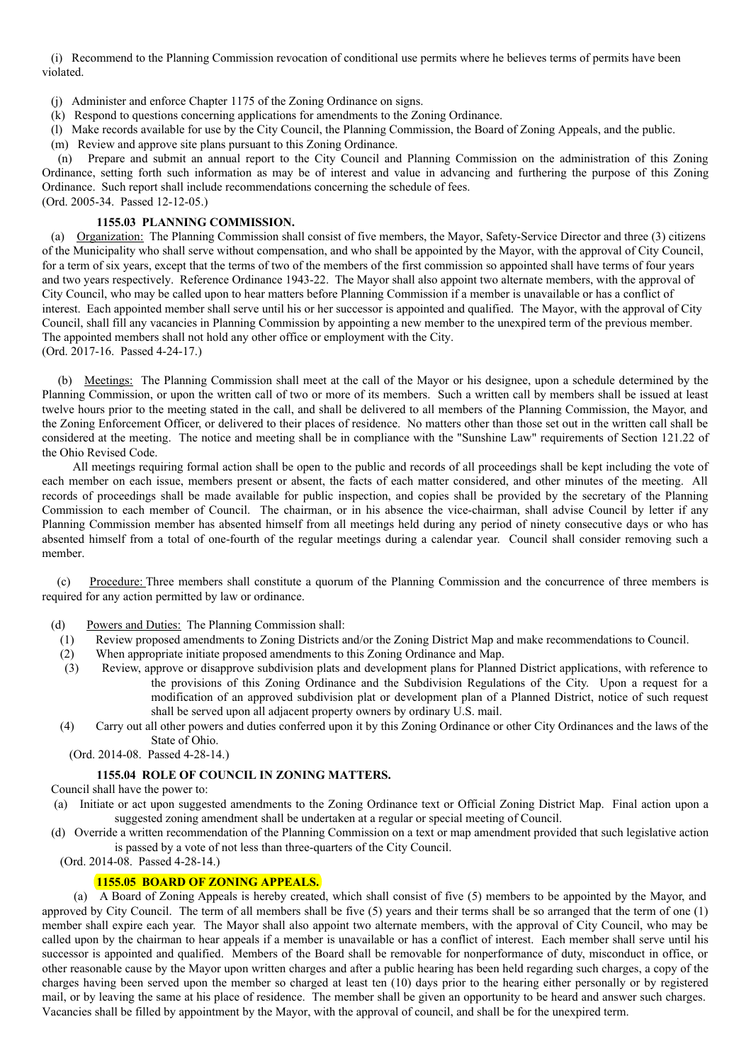(i) Recommend to the Planning Commission revocation of conditional use permits where he believes terms of permits have been violated.

(j) Administer and enforce Chapter 1175 of the Zoning Ordinance on signs.

(k) Respond to questions concerning applications for amendments to the Zoning Ordinance.

(l) Make records available for use by the City Council, the Planning Commission, the Board of Zoning Appeals, and the public.

(m) Review and approve site plans pursuant to this Zoning Ordinance.

(n) Prepare and submit an annual report to the City Council and Planning Commission on the administration of this Zoning Ordinance, setting forth such information as may be of interest and value in advancing and furthering the purpose of this Zoning Ordinance. Such report shall include recommendations concerning the schedule of fees.

(Ord. 2005-34. Passed 12-12-05.)

### 1155.03 PLANNING COMMISSION.

(a) Organization: The Planning Commission shall consist of five members, the Mayor, Safety-Service Director and three (3) citizens of the Municipality who shall serve without compensation, and who shall be appointed by the Mayor, with the approval of City Council, for a term of six years, except that the terms of two of the members of the first commission so appointed shall have terms of four years and two years respectively. Reference Ordinance 1943-22. The Mayor shall also appoint two alternate members, with the approval of City Council, who may be called upon to hear matters before Planning Commission if a member is unavailable or has a conflict of interest. Each appointed member shall serve until his or her successor is appointed and qualified. The Mayor, with the approval of City Council, shall fill any vacancies in Planning Commission by appointing a new member to the unexpired term of the previous member. The appointed members shall not hold any other office or employment with the City.

(Ord. 2017-16. Passed 4-24-17.)

(b) Meetings: The Planning Commission shall meet at the call of the Mayor or his designee, upon a schedule determined by the Planning Commission, or upon the written call of two or more of its members. Such a written call by members shall be issued at least twelve hours prior to the meeting stated in the call, and shall be delivered to all members of the Planning Commission, the Mayor, and the Zoning Enforcement Officer, or delivered to their places of residence. No matters other than those set out in the written call shall be considered at the meeting. The notice and meeting shall be in compliance with the "Sunshine Law" requirements of Section 121.22 of the Ohio Revised Code.

All meetings requiring formal action shall be open to the public and records of all proceedings shall be kept including the vote of each member on each issue, members present or absent, the facts of each matter considered, and other minutes of the meeting. All records of proceedings shall be made available for public inspection, and copies shall be provided by the secretary of the Planning Commission to each member of Council. The chairman, or in his absence the vice-chairman, shall advise Council by letter if any Planning Commission member has absented himself from all meetings held during any period of ninety consecutive days or who has absented himself from a total of one-fourth of the regular meetings during a calendar year. Council shall consider removing such a member.

(c) Procedure: Three members shall constitute a quorum of the Planning Commission and the concurrence of three members is required for any action permitted by law or ordinance.

(d) Powers and Duties: The Planning Commission shall:

(1) Review proposed amendments to Zoning Districts and/or the Zoning District Map and make recommendations to Council.

(2) When appropriate initiate proposed amendments to this Zoning Ordinance and Map.

(3) Review, approve or disapprove subdivision plats and development plans for Planned District applications, with reference to the provisions of this Zoning Ordinance and the Subdivision Regulations of the City. Upon a request for a modification of an approved subdivision plat or development plan of a Planned District, notice of such request shall be served upon all adjacent property owners by ordinary U.S. mail.

(4) Carry out all other powers and duties conferred upon it by this Zoning Ordinance or other City Ordinances and the laws of the State of Ohio.

(Ord. 2014-08. Passed 4-28-14.)

### 1155.04 ROLE OF COUNCIL IN ZONING MATTERS.

Council shall have the power to:

(a) Initiate or act upon suggested amendments to the Zoning Ordinance text or Official Zoning District Map. Final action upon a suggested zoning amendment shall be undertaken at a regular or special meeting of Council.

(d) Override a written recommendation of the Planning Commission on a text or map amendment provided that such legislative action is passed by a vote of not less than three-quarters of the City Council.

(Ord. 2014-08. Passed 4-28-14.)

### 1155.05 BOARD OF ZONING APPEALS.

(a) A Board of Zoning Appeals is hereby created, which shall consist of five (5) members to be appointed by the Mayor, and approved by City Council. The term of all members shall be five (5) years and their terms shall be so arranged that the term of one (1) member shall expire each year. The Mayor shall also appoint two alternate members, with the approval of City Council, who may be called upon by the chairman to hear appeals if a member is unavailable or has a conflict of interest. Each member shall serve until his successor is appointed and qualified. Members of the Board shall be removable for nonperformance of duty, misconduct in office, or other reasonable cause by the Mayor upon written charges and after a public hearing has been held regarding such charges, a copy of the charges having been served upon the member so charged at least ten (10) days prior to the hearing either personally or by registered mail, or by leaving the same at his place of residence. The member shall be given an opportunity to be heard and answer such charges. Vacancies shall be filled by appointment by the Mayor, with the approval of council, and shall be for the unexpired term.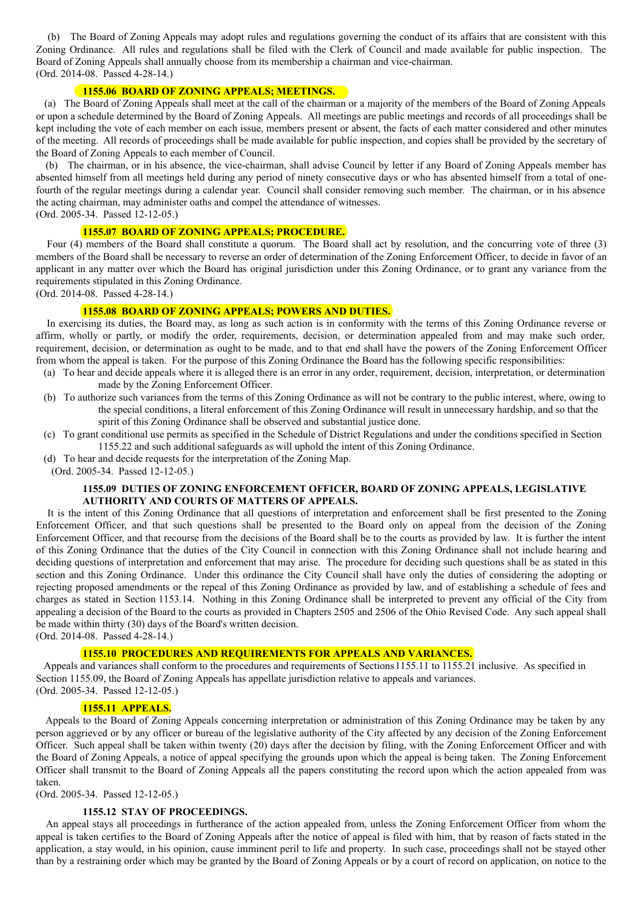(b) The Board of Zoning Appeals may adopt rules and regulations governing the conduct of its affairs that are consistent with this Zoning Ordinance. All rules and regulations shall be filed with the Clerk of Council and made available for public inspection. The Board of Zoning Appeals shall annually choose from its membership a chairman and vice-chairman.
(Ord. 2014-08. Passed 4-28-14.)

### 1155.06 BOARD OF ZONING APPEALS; MEETINGS.

(a) The Board of Zoning Appeals shall meet at the call of the chairman or a majority of the members of the Board of Zoning Appeals or upon a schedule determined by the Board of Zoning Appeals. All meetings are public meetings and records of all proceedings shall be kept including the vote of each member on each issue, members present or absent, the facts of each matter considered and other minutes of the meeting. All records of proceedings shall be made available for public inspection, and copies shall be provided by the secretary of the Board of Zoning Appeals to each member of Council.

(b) The chairman, or in his absence, the vice-chairman, shall advise Council by letter if any Board of Zoning Appeals member has absented himself from all meetings held during any period of ninety consecutive days or who has absented himself from a total of one-fourth of the regular meetings during a calendar year. Council shall consider removing such member. The chairman, or in his absence the acting chairman, may administer oaths and compel the attendance of witnesses.
(Ord. 2005-34. Passed 12-12-05.)

### 1155.07 BOARD OF ZONING APPEALS; PROCEDURE.

Four (4) members of the Board shall constitute a quorum. The Board shall act by resolution, and the concurring vote of three (3) members of the Board shall be necessary to reverse an order of determination of the Zoning Enforcement Officer, to decide in favor of an applicant in any matter over which the Board has original jurisdiction under this Zoning Ordinance, or to grant any variance from the requirements stipulated in this Zoning Ordinance.
(Ord. 2014-08. Passed 4-28-14.)

### 1155.08 BOARD OF ZONING APPEALS; POWERS AND DUTIES.

In exercising its duties, the Board may, as long as such action is in conformity with the terms of this Zoning Ordinance reverse or affirm, wholly or partly, or modify the order, requirements, decision, or determination appealed from and may make such order, requirement, decision, or determination as ought to be made, and to that end shall have the powers of the Zoning Enforcement Officer from whom the appeal is taken. For the purpose of this Zoning Ordinance the Board has the following specific responsibilities:

(a) To hear and decide appeals where it is alleged there is an error in any order, requirement, decision, interpretation, or determination made by the Zoning Enforcement Officer.

(b) To authorize such variances from the terms of this Zoning Ordinance as will not be contrary to the public interest, where, owing to the special conditions, a literal enforcement of this Zoning Ordinance will result in unnecessary hardship, and so that the spirit of this Zoning Ordinance shall be observed and substantial justice done.

(c) To grant conditional use permits as specified in the Schedule of District Regulations and under the conditions specified in Section 1155.22 and such additional safeguards as will uphold the intent of this Zoning Ordinance.

(d) To hear and decide requests for the interpretation of the Zoning Map.

(Ord. 2005-34. Passed 12-12-05.)

### 1155.09 DUTIES OF ZONING ENFORCEMENT OFFICER, BOARD OF ZONING APPEALS, LEGISLATIVE AUTHORITY AND COURTS OF MATTERS OF APPEALS.

It is the intent of this Zoning Ordinance that all questions of interpretation and enforcement shall be first presented to the Zoning Enforcement Officer, and that such questions shall be presented to the Board only on appeal from the decision of the Zoning Enforcement Officer, and that recourse from the decisions of the Board shall be to the courts as provided by law. It is further the intent of this Zoning Ordinance that the duties of the City Council in connection with this Zoning Ordinance shall not include hearing and deciding questions of interpretation and enforcement that may arise. The procedure for deciding such questions shall be as stated in this section and this Zoning Ordinance. Under this ordinance the City Council shall have only the duties of considering the adopting or rejecting proposed amendments or the repeal of this Zoning Ordinance as provided by law, and of establishing a schedule of fees and charges as stated in Section 1153.14. Nothing in this Zoning Ordinance shall be interpreted to prevent any official of the City from appealing a decision of the Board to the courts as provided in Chapters 2505 and 2506 of the Ohio Revised Code. Any such appeal shall be made within thirty (30) days of the Board's written decision.
(Ord. 2014-08. Passed 4-28-14.)

### 1155.10 PROCEDURES AND REQUIREMENTS FOR APPEALS AND VARIANCES.

Appeals and variances shall conform to the procedures and requirements of Sections 1155.11 to 1155.21 inclusive. As specified in Section 1155.09, the Board of Zoning Appeals has appellate jurisdiction relative to appeals and variances.
(Ord. 2005-34. Passed 12-12-05.)

### 1155.11 APPEALS.

Appeals to the Board of Zoning Appeals concerning interpretation or administration of this Zoning Ordinance may be taken by any person aggrieved or by any officer or bureau of the legislative authority of the City affected by any decision of the Zoning Enforcement Officer. Such appeal shall be taken within twenty (20) days after the decision by filing, with the Zoning Enforcement Officer and with the Board of Zoning Appeals, a notice of appeal specifying the grounds upon which the appeal is being taken. The Zoning Enforcement Officer shall transmit to the Board of Zoning Appeals all the papers constituting the record upon which the action appealed from was taken.
(Ord. 2005-34. Passed 12-12-05.)

### 1155.12 STAY OF PROCEEDINGS.

An appeal stays all proceedings in furtherance of the action appealed from, unless the Zoning Enforcement Officer from whom the appeal is taken certifies to the Board of Zoning Appeals after the notice of appeal is filed with him, that by reason of facts stated in the application, a stay would, in his opinion, cause imminent peril to life and property. In such case, proceedings shall not be stayed other than by a restraining order which may be granted by the Board of Zoning Appeals or by a court of record on application, on notice to the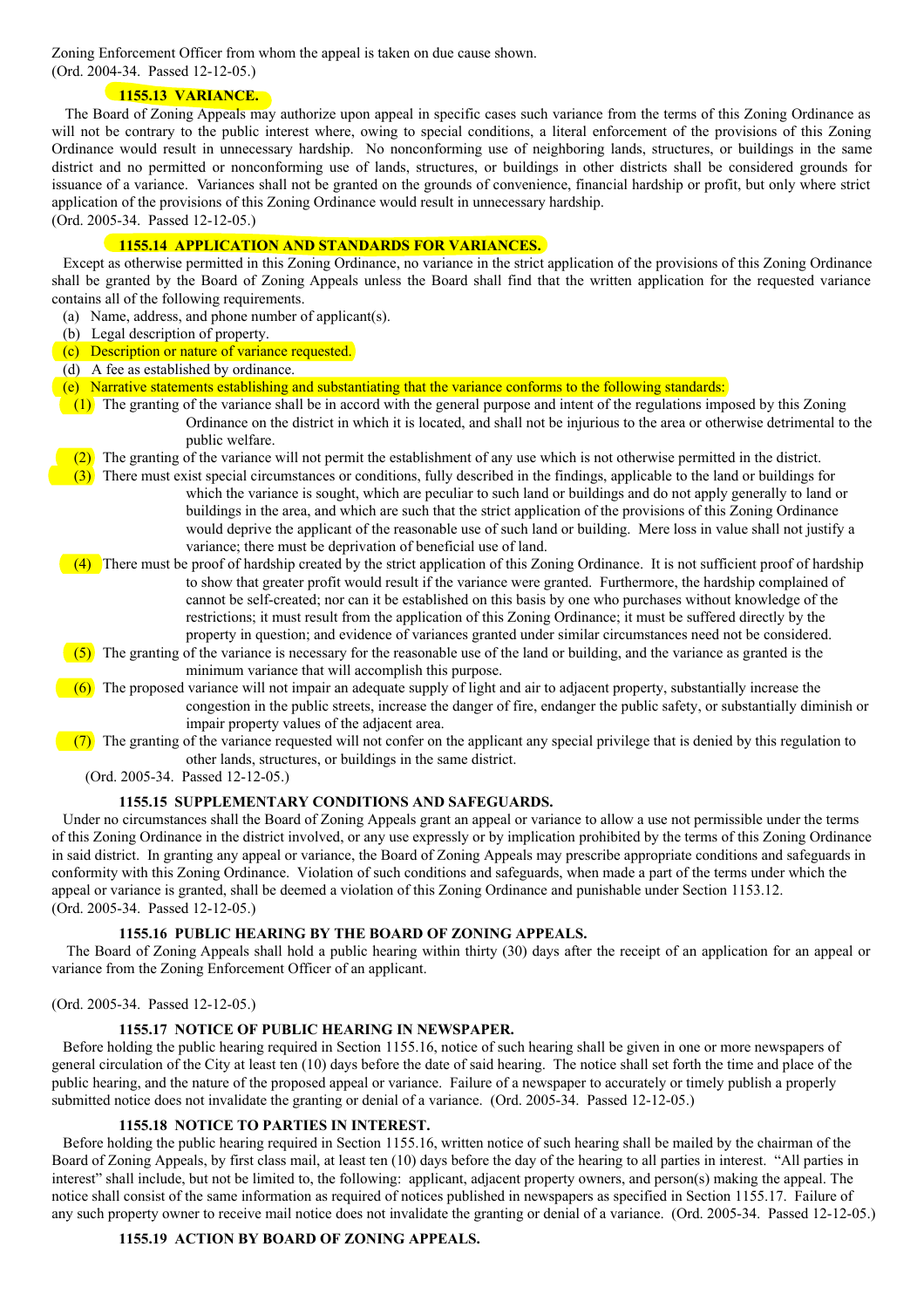Zoning Enforcement Officer from whom the appeal is taken on due cause shown.
(Ord. 2004-34. Passed 12-12-05.)

### 1155.13 VARIANCE.

The Board of Zoning Appeals may authorize upon appeal in specific cases such variance from the terms of this Zoning Ordinance as will not be contrary to the public interest where, owing to special conditions, a literal enforcement of the provisions of this Zoning Ordinance would result in unnecessary hardship. No nonconforming use of neighboring lands, structures, or buildings in the same district and no permitted or nonconforming use of lands, structures, or buildings in other districts shall be considered grounds for issuance of a variance. Variances shall not be granted on the grounds of convenience, financial hardship or profit, but only where strict application of the provisions of this Zoning Ordinance would result in unnecessary hardship.
(Ord. 2005-34. Passed 12-12-05.)

### 1155.14 APPLICATION AND STANDARDS FOR VARIANCES.

Except as otherwise permitted in this Zoning Ordinance, no variance in the strict application of the provisions of this Zoning Ordinance shall be granted by the Board of Zoning Appeals unless the Board shall find that the written application for the requested variance contains all of the following requirements.

(a) Name, address, and phone number of applicant(s).
(b) Legal description of property.
(c) Description or nature of variance requested.
(d) A fee as established by ordinance.
(e) Narrative statements establishing and substantiating that the variance conforms to the following standards:
   (1) The granting of the variance shall be in accord with the general purpose and intent of the regulations imposed by this Zoning Ordinance on the district in which it is located, and shall not be injurious to the area or otherwise detrimental to the public welfare.
   (2) The granting of the variance will not permit the establishment of any use which is not otherwise permitted in the district.
   (3) There must exist special circumstances or conditions, fully described in the findings, applicable to the land or buildings for which the variance is sought, which are peculiar to such land or buildings and do not apply generally to land or buildings in the area, and which are such that the strict application of the provisions of this Zoning Ordinance would deprive the applicant of the reasonable use of such land or building. Mere loss in value shall not justify a variance; there must be deprivation of beneficial use of land.
   (4) There must be proof of hardship created by the strict application of this Zoning Ordinance. It is not sufficient proof of hardship to show that greater profit would result if the variance were granted. Furthermore, the hardship complained of cannot be self-created; nor can it be established on this basis by one who purchases without knowledge of the restrictions; it must result from the application of this Zoning Ordinance; it must be suffered directly by the property in question; and evidence of variances granted under similar circumstances need not be considered.
   (5) The granting of the variance is necessary for the reasonable use of the land or building, and the variance as granted is the minimum variance that will accomplish this purpose.
   (6) The proposed variance will not impair an adequate supply of light and air to adjacent property, substantially increase the congestion in the public streets, increase the danger of fire, endanger the public safety, or substantially diminish or impair property values of the adjacent area.
   (7) The granting of the variance requested will not confer on the applicant any special privilege that is denied by this regulation to other lands, structures, or buildings in the same district.

(Ord. 2005-34. Passed 12-12-05.)

### 1155.15 SUPPLEMENTARY CONDITIONS AND SAFEGUARDS.

Under no circumstances shall the Board of Zoning Appeals grant an appeal or variance to allow a use not permissible under the terms of this Zoning Ordinance in the district involved, or any use expressly or by implication prohibited by the terms of this Zoning Ordinance in said district. In granting any appeal or variance, the Board of Zoning Appeals may prescribe appropriate conditions and safeguards in conformity with this Zoning Ordinance. Violation of such conditions and safeguards, when made a part of the terms under which the appeal or variance is granted, shall be deemed a violation of this Zoning Ordinance and punishable under Section 1153.12.
(Ord. 2005-34. Passed 12-12-05.)

### 1155.16 PUBLIC HEARING BY THE BOARD OF ZONING APPEALS.

The Board of Zoning Appeals shall hold a public hearing within thirty (30) days after the receipt of an application for an appeal or variance from the Zoning Enforcement Officer of an applicant.

(Ord. 2005-34. Passed 12-12-05.)

### 1155.17 NOTICE OF PUBLIC HEARING IN NEWSPAPER.

Before holding the public hearing required in Section 1155.16, notice of such hearing shall be given in one or more newspapers of general circulation of the City at least ten (10) days before the date of said hearing. The notice shall set forth the time and place of the public hearing, and the nature of the proposed appeal or variance. Failure of a newspaper to accurately or timely publish a properly submitted notice does not invalidate the granting or denial of a variance. (Ord. 2005-34. Passed 12-12-05.)

### 1155.18 NOTICE TO PARTIES IN INTEREST.

Before holding the public hearing required in Section 1155.16, written notice of such hearing shall be mailed by the chairman of the Board of Zoning Appeals, by first class mail, at least ten (10) days before the day of the hearing to all parties in interest. "All parties in interest" shall include, but not be limited to, the following: applicant, adjacent property owners, and person(s) making the appeal. The notice shall consist of the same information as required of notices published in newspapers as specified in Section 1155.17. Failure of any such property owner to receive mail notice does not invalidate the granting or denial of a variance. (Ord. 2005-34. Passed 12-12-05.)

### 1155.19 ACTION BY BOARD OF ZONING APPEALS.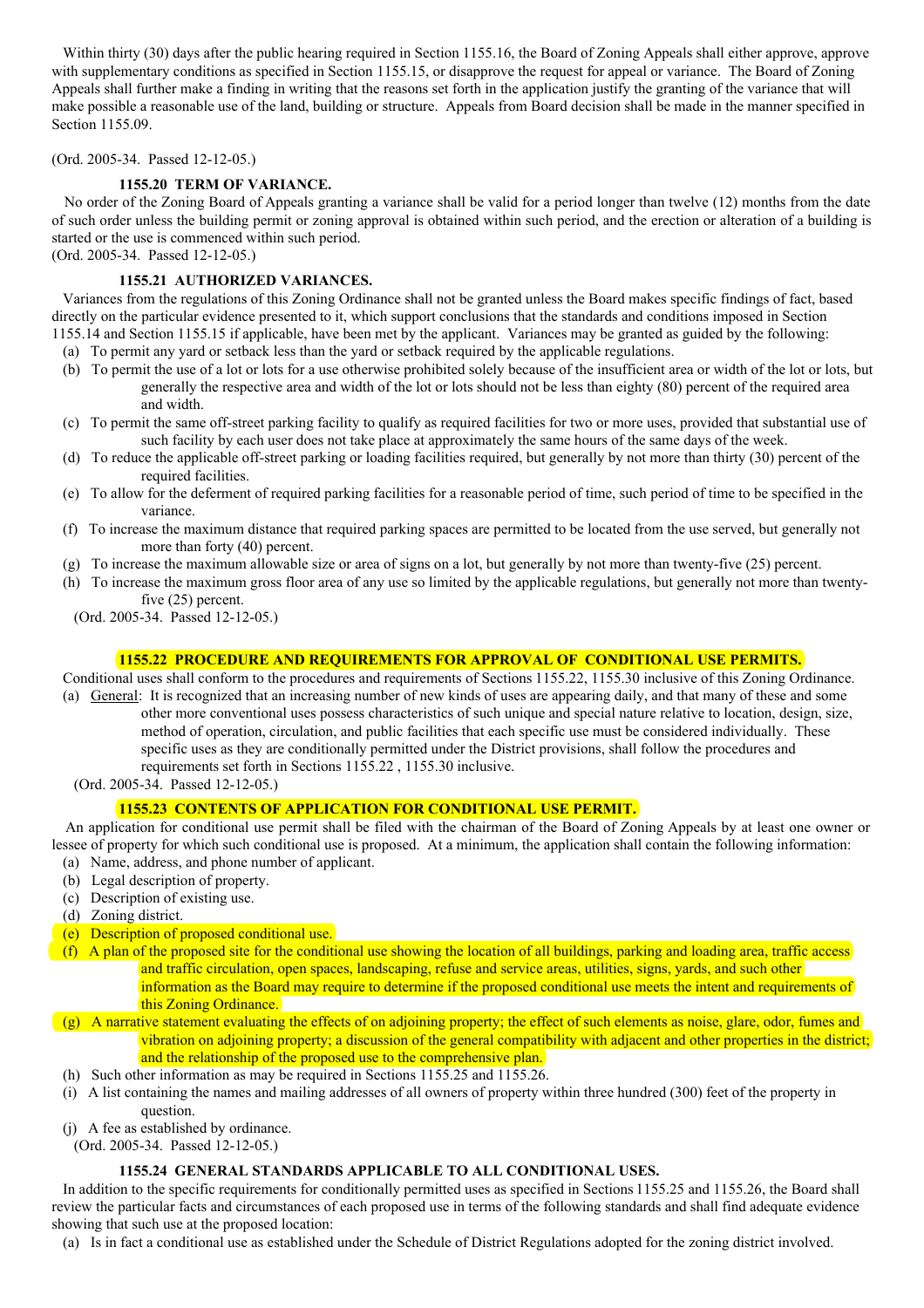Within thirty (30) days after the public hearing required in Section 1155.16, the Board of Zoning Appeals shall either approve, approve with supplementary conditions as specified in Section 1155.15, or disapprove the request for appeal or variance. The Board of Zoning Appeals shall further make a finding in writing that the reasons set forth in the application justify the granting of the variance that will make possible a reasonable use of the land, building or structure. Appeals from Board decision shall be made in the manner specified in Section 1155.09.

(Ord. 2005-34. Passed 12-12-05.)

### 1155.20 TERM OF VARIANCE.

No order of the Zoning Board of Appeals granting a variance shall be valid for a period longer than twelve (12) months from the date of such order unless the building permit or zoning approval is obtained within such period, and the erection or alteration of a building is started or the use is commenced within such period.

(Ord. 2005-34. Passed 12-12-05.)

### 1155.21 AUTHORIZED VARIANCES.

Variances from the regulations of this Zoning Ordinance shall not be granted unless the Board makes specific findings of fact, based directly on the particular evidence presented to it, which support conclusions that the standards and conditions imposed in Section 1155.14 and Section 1155.15 if applicable, have been met by the applicant. Variances may be granted as guided by the following:

(a) To permit any yard or setback less than the yard or setback required by the applicable regulations.

(b) To permit the use of a lot or lots for a use otherwise prohibited solely because of the insufficient area or width of the lot or lots, but generally the respective area and width of the lot or lots should not be less than eighty (80) percent of the required area and width.

(c) To permit the same off-street parking facility to qualify as required facilities for two or more uses, provided that substantial use of such facility by each user does not take place at approximately the same hours of the same days of the week.

(d) To reduce the applicable off-street parking or loading facilities required, but generally by not more than thirty (30) percent of the required facilities.

(e) To allow for the deferment of required parking facilities for a reasonable period of time, such period of time to be specified in the variance.

(f) To increase the maximum distance that required parking spaces are permitted to be located from the use served, but generally not more than forty (40) percent.

(g) To increase the maximum allowable size or area of signs on a lot, but generally by not more than twenty-five (25) percent.

(h) To increase the maximum gross floor area of any use so limited by the applicable regulations, but generally not more than twenty-five (25) percent.

(Ord. 2005-34. Passed 12-12-05.)

### 1155.22 PROCEDURE AND REQUIREMENTS FOR APPROVAL OF CONDITIONAL USE PERMITS.

Conditional uses shall conform to the procedures and requirements of Sections 1155.22, 1155.30 inclusive of this Zoning Ordinance.

(a) General: It is recognized that an increasing number of new kinds of uses are appearing daily, and that many of these and some other more conventional uses possess characteristics of such unique and special nature relative to location, design, size, method of operation, circulation, and public facilities that each specific use must be considered individually. These specific uses as they are conditionally permitted under the District provisions, shall follow the procedures and requirements set forth in Sections 1155.22 , 1155.30 inclusive.

(Ord. 2005-34. Passed 12-12-05.)

### 1155.23 CONTENTS OF APPLICATION FOR CONDITIONAL USE PERMIT.

An application for conditional use permit shall be filed with the chairman of the Board of Zoning Appeals by at least one owner or lessee of property for which such conditional use is proposed. At a minimum, the application shall contain the following information:

(a) Name, address, and phone number of applicant.

(b) Legal description of property.

(c) Description of existing use.

(d) Zoning district.

(e) Description of proposed conditional use.

(f) A plan of the proposed site for the conditional use showing the location of all buildings, parking and loading area, traffic access and traffic circulation, open spaces, landscaping, refuse and service areas, utilities, signs, yards, and such other information as the Board may require to determine if the proposed conditional use meets the intent and requirements of this Zoning Ordinance.

(g) A narrative statement evaluating the effects of on adjoining property; the effect of such elements as noise, glare, odor, fumes and vibration on adjoining property; a discussion of the general compatibility with adjacent and other properties in the district; and the relationship of the proposed use to the comprehensive plan.

(h) Such other information as may be required in Sections 1155.25 and 1155.26.

(i) A list containing the names and mailing addresses of all owners of property within three hundred (300) feet of the property in question.

(j) A fee as established by ordinance.

(Ord. 2005-34. Passed 12-12-05.)

### 1155.24 GENERAL STANDARDS APPLICABLE TO ALL CONDITIONAL USES.

In addition to the specific requirements for conditionally permitted uses as specified in Sections 1155.25 and 1155.26, the Board shall review the particular facts and circumstances of each proposed use in terms of the following standards and shall find adequate evidence showing that such use at the proposed location:

(a) Is in fact a conditional use as established under the Schedule of District Regulations adopted for the zoning district involved.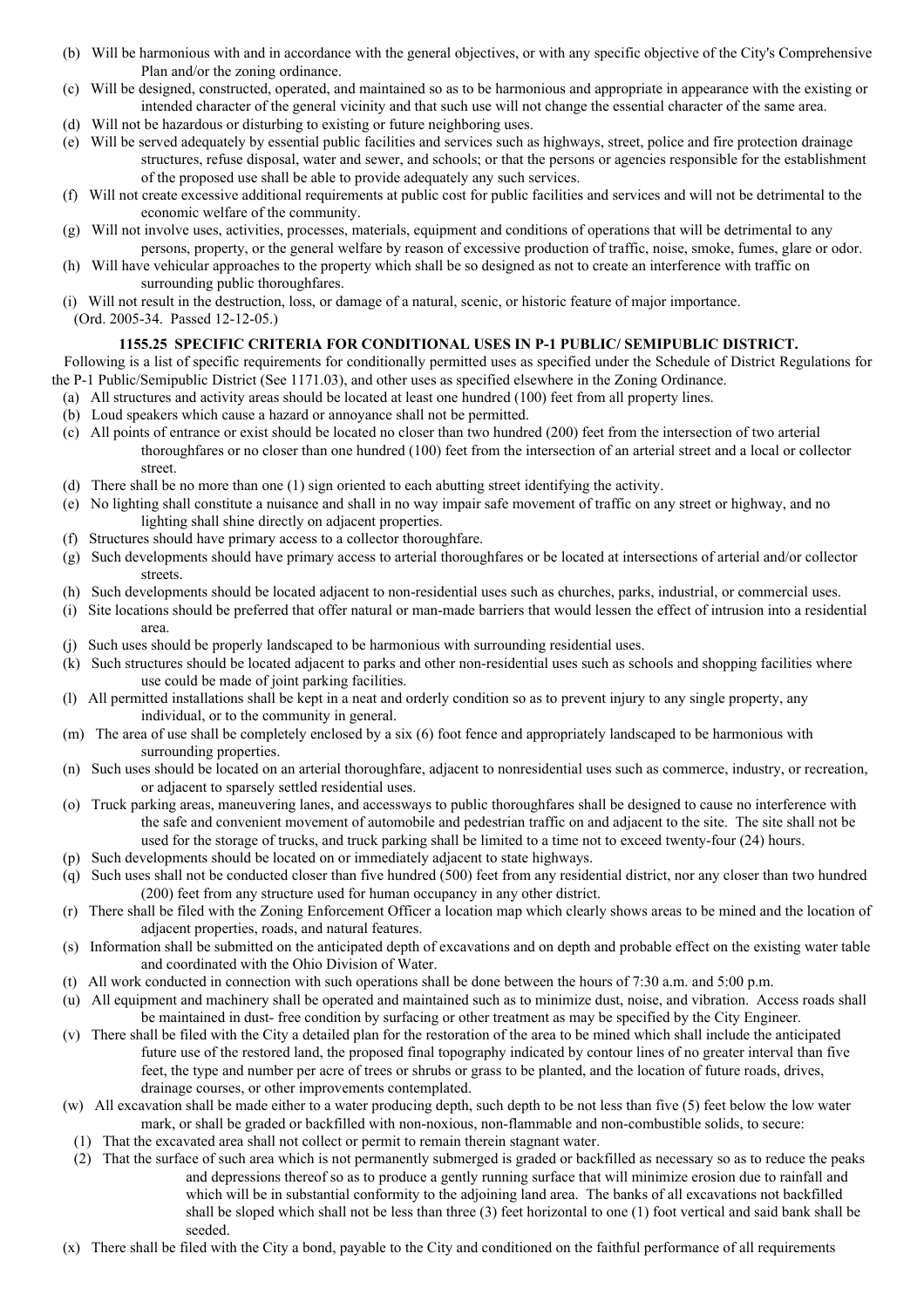(b) Will be harmonious with and in accordance with the general objectives, or with any specific objective of the City's Comprehensive Plan and/or the zoning ordinance.

(c) Will be designed, constructed, operated, and maintained so as to be harmonious and appropriate in appearance with the existing or intended character of the general vicinity and that such use will not change the essential character of the same area.

(d) Will not be hazardous or disturbing to existing or future neighboring uses.

(e) Will be served adequately by essential public facilities and services such as highways, street, police and fire protection drainage structures, refuse disposal, water and sewer, and schools; or that the persons or agencies responsible for the establishment of the proposed use shall be able to provide adequately any such services.

(f) Will not create excessive additional requirements at public cost for public facilities and services and will not be detrimental to the economic welfare of the community.

(g) Will not involve uses, activities, processes, materials, equipment and conditions of operations that will be detrimental to any persons, property, or the general welfare by reason of excessive production of traffic, noise, smoke, fumes, glare or odor.

(h) Will have vehicular approaches to the property which shall be so designed as not to create an interference with traffic on surrounding public thoroughfares.

(i) Will not result in the destruction, loss, or damage of a natural, scenic, or historic feature of major importance.

(Ord. 2005-34. Passed 12-12-05.)

### 1155.25 SPECIFIC CRITERIA FOR CONDITIONAL USES IN P-1 PUBLIC/ SEMIPUBLIC DISTRICT.

Following is a list of specific requirements for conditionally permitted uses as specified under the Schedule of District Regulations for the P-1 Public/Semipublic District (See 1171.03), and other uses as specified elsewhere in the Zoning Ordinance.

(a) All structures and activity areas should be located at least one hundred (100) feet from all property lines.

(b) Loud speakers which cause a hazard or annoyance shall not be permitted.

(c) All points of entrance or exist should be located no closer than two hundred (200) feet from the intersection of two arterial thoroughfares or no closer than one hundred (100) feet from the intersection of an arterial street and a local or collector street.

(d) There shall be no more than one (1) sign oriented to each abutting street identifying the activity.

(e) No lighting shall constitute a nuisance and shall in no way impair safe movement of traffic on any street or highway, and no lighting shall shine directly on adjacent properties.

(f) Structures should have primary access to a collector thoroughfare.

(g) Such developments should have primary access to arterial thoroughfares or be located at intersections of arterial and/or collector streets.

(h) Such developments should be located adjacent to non-residential uses such as churches, parks, industrial, or commercial uses.

(i) Site locations should be preferred that offer natural or man-made barriers that would lessen the effect of intrusion into a residential area.

(j) Such uses should be properly landscaped to be harmonious with surrounding residential uses.

(k) Such structures should be located adjacent to parks and other non-residential uses such as schools and shopping facilities where use could be made of joint parking facilities.

(l) All permitted installations shall be kept in a neat and orderly condition so as to prevent injury to any single property, any individual, or to the community in general.

(m) The area of use shall be completely enclosed by a six (6) foot fence and appropriately landscaped to be harmonious with surrounding properties.

(n) Such uses should be located on an arterial thoroughfare, adjacent to nonresidential uses such as commerce, industry, or recreation, or adjacent to sparsely settled residential uses.

(o) Truck parking areas, maneuvering lanes, and accessways to public thoroughfares shall be designed to cause no interference with the safe and convenient movement of automobile and pedestrian traffic on and adjacent to the site. The site shall not be used for the storage of trucks, and truck parking shall be limited to a time not to exceed twenty-four (24) hours.

(p) Such developments should be located on or immediately adjacent to state highways.

(q) Such uses shall not be conducted closer than five hundred (500) feet from any residential district, nor any closer than two hundred (200) feet from any structure used for human occupancy in any other district.

(r) There shall be filed with the Zoning Enforcement Officer a location map which clearly shows areas to be mined and the location of adjacent properties, roads, and natural features.

(s) Information shall be submitted on the anticipated depth of excavations and on depth and probable effect on the existing water table and coordinated with the Ohio Division of Water.

(t) All work conducted in connection with such operations shall be done between the hours of 7:30 a.m. and 5:00 p.m.

(u) All equipment and machinery shall be operated and maintained such as to minimize dust, noise, and vibration. Access roads shall be maintained in dust- free condition by surfacing or other treatment as may be specified by the City Engineer.

(v) There shall be filed with the City a detailed plan for the restoration of the area to be mined which shall include the anticipated future use of the restored land, the proposed final topography indicated by contour lines of no greater interval than five feet, the type and number per acre of trees or shrubs or grass to be planted, and the location of future roads, drives, drainage courses, or other improvements contemplated.

(w) All excavation shall be made either to a water producing depth, such depth to be not less than five (5) feet below the low water mark, or shall be graded or backfilled with non-noxious, non-flammable and non-combustible solids, to secure:

   (1) That the excavated area shall not collect or permit to remain therein stagnant water.

   (2) That the surface of such area which is not permanently submerged is graded or backfilled as necessary so as to reduce the peaks and depressions thereof so as to produce a gently running surface that will minimize erosion due to rainfall and which will be in substantial conformity to the adjoining land area. The banks of all excavations not backfilled shall be sloped which shall not be less than three (3) feet horizontal to one (1) foot vertical and said bank shall be seeded.

(x) There shall be filed with the City a bond, payable to the City and conditioned on the faithful performance of all requirements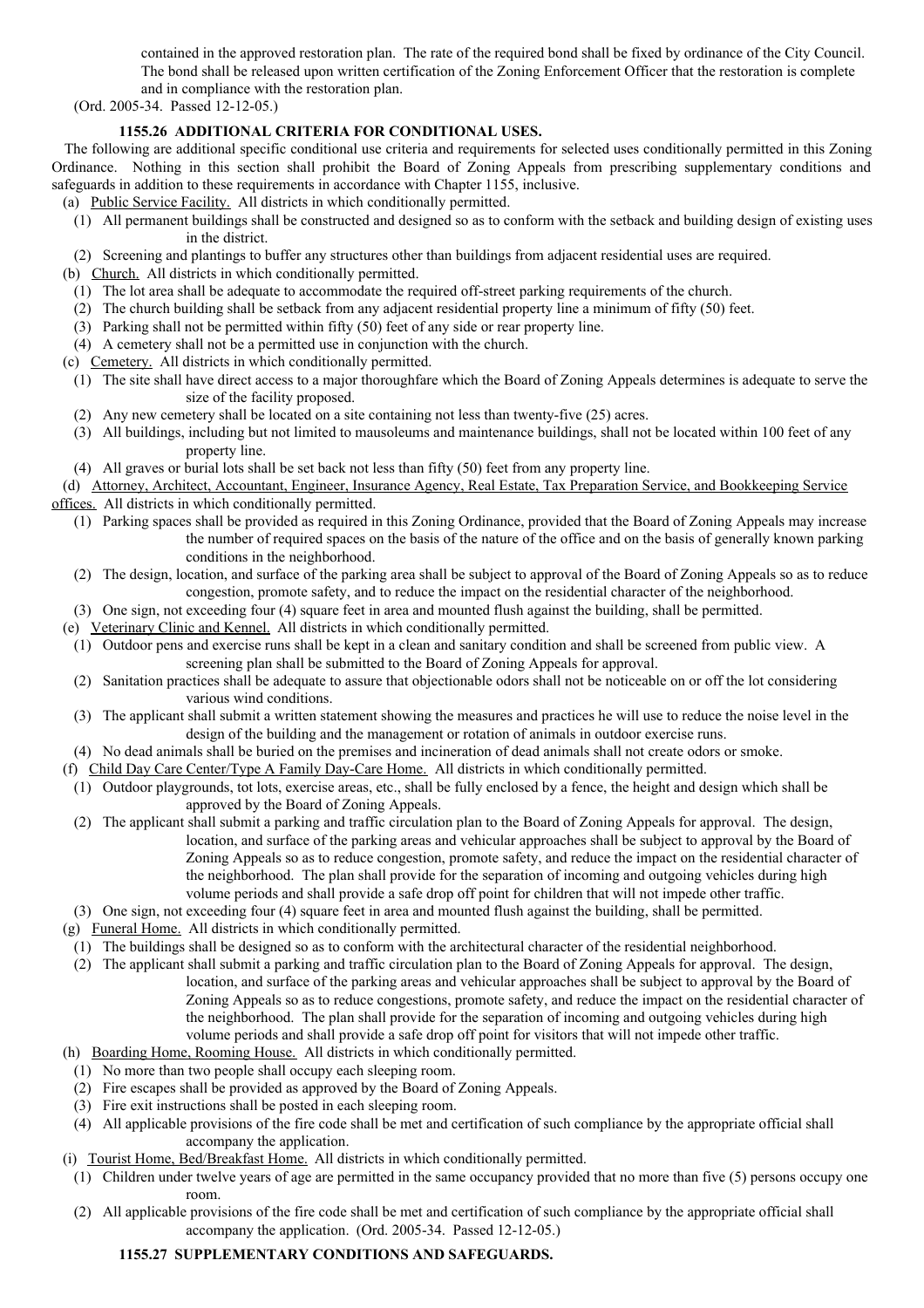contained in the approved restoration plan. The rate of the required bond shall be fixed by ordinance of the City Council. The bond shall be released upon written certification of the Zoning Enforcement Officer that the restoration is complete and in compliance with the restoration plan.

(Ord. 2005-34. Passed 12-12-05.)

**1155.26 ADDITIONAL CRITERIA FOR CONDITIONAL USES.**

The following are additional specific conditional use criteria and requirements for selected uses conditionally permitted in this Zoning Ordinance. Nothing in this section shall prohibit the Board of Zoning Appeals from prescribing supplementary conditions and safeguards in addition to these requirements in accordance with Chapter 1155, inclusive.

(a) Public Service Facility. All districts in which conditionally permitted.

(1) All permanent buildings shall be constructed and designed so as to conform with the setback and building design of existing uses in the district.

(2) Screening and plantings to buffer any structures other than buildings from adjacent residential uses are required.

(b) Church. All districts in which conditionally permitted.

(1) The lot area shall be adequate to accommodate the required off-street parking requirements of the church.

(2) The church building shall be setback from any adjacent residential property line a minimum of fifty (50) feet.

(3) Parking shall not be permitted within fifty (50) feet of any side or rear property line.

(4) A cemetery shall not be a permitted use in conjunction with the church.

(c) Cemetery. All districts in which conditionally permitted.

(1) The site shall have direct access to a major thoroughfare which the Board of Zoning Appeals determines is adequate to serve the size of the facility proposed.

(2) Any new cemetery shall be located on a site containing not less than twenty-five (25) acres.

(3) All buildings, including but not limited to mausoleums and maintenance buildings, shall not be located within 100 feet of any property line.

(4) All graves or burial lots shall be set back not less than fifty (50) feet from any property line.

(d) Attorney, Architect, Accountant, Engineer, Insurance Agency, Real Estate, Tax Preparation Service, and Bookkeeping Service offices. All districts in which conditionally permitted.

(1) Parking spaces shall be provided as required in this Zoning Ordinance, provided that the Board of Zoning Appeals may increase the number of required spaces on the basis of the nature of the office and on the basis of generally known parking conditions in the neighborhood.

(2) The design, location, and surface of the parking area shall be subject to approval of the Board of Zoning Appeals so as to reduce congestion, promote safety, and to reduce the impact on the residential character of the neighborhood.

(3) One sign, not exceeding four (4) square feet in area and mounted flush against the building, shall be permitted.

(e) Veterinary Clinic and Kennel. All districts in which conditionally permitted.

(1) Outdoor pens and exercise runs shall be kept in a clean and sanitary condition and shall be screened from public view. A screening plan shall be submitted to the Board of Zoning Appeals for approval.

(2) Sanitation practices shall be adequate to assure that objectionable odors shall not be noticeable on or off the lot considering various wind conditions.

(3) The applicant shall submit a written statement showing the measures and practices he will use to reduce the noise level in the design of the building and the management or rotation of animals in outdoor exercise runs.

(4) No dead animals shall be buried on the premises and incineration of dead animals shall not create odors or smoke.

(f) Child Day Care Center/Type A Family Day-Care Home. All districts in which conditionally permitted.

(1) Outdoor playgrounds, tot lots, exercise areas, etc., shall be fully enclosed by a fence, the height and design which shall be approved by the Board of Zoning Appeals.

(2) The applicant shall submit a parking and traffic circulation plan to the Board of Zoning Appeals for approval. The design, location, and surface of the parking areas and vehicular approaches shall be subject to approval by the Board of Zoning Appeals so as to reduce congestion, promote safety, and reduce the impact on the residential character of the neighborhood. The plan shall provide for the separation of incoming and outgoing vehicles during high volume periods and shall provide a safe drop off point for children that will not impede other traffic.

(3) One sign, not exceeding four (4) square feet in area and mounted flush against the building, shall be permitted.

(g) Funeral Home. All districts in which conditionally permitted.

(1) The buildings shall be designed so as to conform with the architectural character of the residential neighborhood.

(2) The applicant shall submit a parking and traffic circulation plan to the Board of Zoning Appeals for approval. The design, location, and surface of the parking areas and vehicular approaches shall be subject to approval by the Board of Zoning Appeals so as to reduce congestions, promote safety, and reduce the impact on the residential character of the neighborhood. The plan shall provide for the separation of incoming and outgoing vehicles during high volume periods and shall provide a safe drop off point for visitors that will not impede other traffic.

(h) Boarding Home, Rooming House. All districts in which conditionally permitted.

(1) No more than two people shall occupy each sleeping room.

(2) Fire escapes shall be provided as approved by the Board of Zoning Appeals.

(3) Fire exit instructions shall be posted in each sleeping room.

(4) All applicable provisions of the fire code shall be met and certification of such compliance by the appropriate official shall accompany the application.

(i) Tourist Home, Bed/Breakfast Home. All districts in which conditionally permitted.

(1) Children under twelve years of age are permitted in the same occupancy provided that no more than five (5) persons occupy one room.

(2) All applicable provisions of the fire code shall be met and certification of such compliance by the appropriate official shall accompany the application. (Ord. 2005-34. Passed 12-12-05.)

**1155.27 SUPPLEMENTARY CONDITIONS AND SAFEGUARDS.**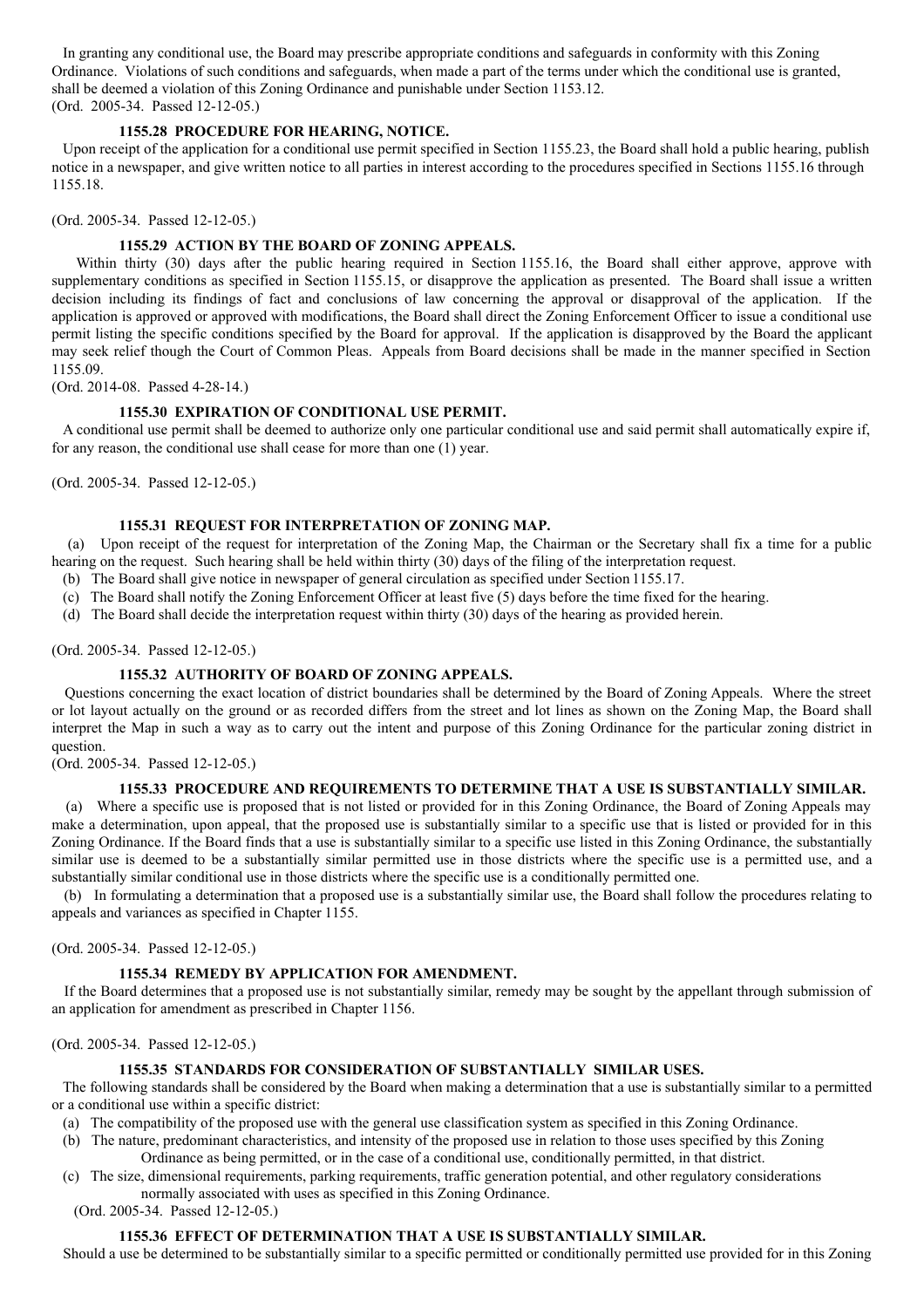In granting any conditional use, the Board may prescribe appropriate conditions and safeguards in conformity with this Zoning Ordinance. Violations of such conditions and safeguards, when made a part of the terms under which the conditional use is granted, shall be deemed a violation of this Zoning Ordinance and punishable under Section 1153.12.
(Ord. 2005-34. Passed 12-12-05.)

**1155.28 PROCEDURE FOR HEARING, NOTICE.**

Upon receipt of the application for a conditional use permit specified in Section 1155.23, the Board shall hold a public hearing, publish notice in a newspaper, and give written notice to all parties in interest according to the procedures specified in Sections 1155.16 through 1155.18.

(Ord. 2005-34. Passed 12-12-05.)

**1155.29 ACTION BY THE BOARD OF ZONING APPEALS.**

Within thirty (30) days after the public hearing required in Section 1155.16, the Board shall either approve, approve with supplementary conditions as specified in Section 1155.15, or disapprove the application as presented. The Board shall issue a written decision including its findings of fact and conclusions of law concerning the approval or disapproval of the application. If the application is approved or approved with modifications, the Board shall direct the Zoning Enforcement Officer to issue a conditional use permit listing the specific conditions specified by the Board for approval. If the application is disapproved by the Board the applicant may seek relief though the Court of Common Pleas. Appeals from Board decisions shall be made in the manner specified in Section 1155.09.
(Ord. 2014-08. Passed 4-28-14.)

**1155.30 EXPIRATION OF CONDITIONAL USE PERMIT.**

A conditional use permit shall be deemed to authorize only one particular conditional use and said permit shall automatically expire if, for any reason, the conditional use shall cease for more than one (1) year.

(Ord. 2005-34. Passed 12-12-05.)

**1155.31 REQUEST FOR INTERPRETATION OF ZONING MAP.**

(a) Upon receipt of the request for interpretation of the Zoning Map, the Chairman or the Secretary shall fix a time for a public hearing on the request. Such hearing shall be held within thirty (30) days of the filing of the interpretation request.

(b) The Board shall give notice in newspaper of general circulation as specified under Section 1155.17.

(c) The Board shall notify the Zoning Enforcement Officer at least five (5) days before the time fixed for the hearing.

(d) The Board shall decide the interpretation request within thirty (30) days of the hearing as provided herein.

(Ord. 2005-34. Passed 12-12-05.)

**1155.32 AUTHORITY OF BOARD OF ZONING APPEALS.**

Questions concerning the exact location of district boundaries shall be determined by the Board of Zoning Appeals. Where the street or lot layout actually on the ground or as recorded differs from the street and lot lines as shown on the Zoning Map, the Board shall interpret the Map in such a way as to carry out the intent and purpose of this Zoning Ordinance for the particular zoning district in question.
(Ord. 2005-34. Passed 12-12-05.)

**1155.33 PROCEDURE AND REQUIREMENTS TO DETERMINE THAT A USE IS SUBSTANTIALLY SIMILAR.**

(a) Where a specific use is proposed that is not listed or provided for in this Zoning Ordinance, the Board of Zoning Appeals may make a determination, upon appeal, that the proposed use is substantially similar to a specific use that is listed or provided for in this Zoning Ordinance. If the Board finds that a use is substantially similar to a specific use listed in this Zoning Ordinance, the substantially similar use is deemed to be a substantially similar permitted use in those districts where the specific use is a permitted use, and a substantially similar conditional use in those districts where the specific use is a conditionally permitted one.

(b) In formulating a determination that a proposed use is a substantially similar use, the Board shall follow the procedures relating to appeals and variances as specified in Chapter 1155.

(Ord. 2005-34. Passed 12-12-05.)

**1155.34 REMEDY BY APPLICATION FOR AMENDMENT.**

If the Board determines that a proposed use is not substantially similar, remedy may be sought by the appellant through submission of an application for amendment as prescribed in Chapter 1156.

(Ord. 2005-34. Passed 12-12-05.)

**1155.35 STANDARDS FOR CONSIDERATION OF SUBSTANTIALLY SIMILAR USES.**

The following standards shall be considered by the Board when making a determination that a use is substantially similar to a permitted or a conditional use within a specific district:

(a) The compatibility of the proposed use with the general use classification system as specified in this Zoning Ordinance.

(b) The nature, predominant characteristics, and intensity of the proposed use in relation to those uses specified by this Zoning Ordinance as being permitted, or in the case of a conditional use, conditionally permitted, in that district.

(c) The size, dimensional requirements, parking requirements, traffic generation potential, and other regulatory considerations normally associated with uses as specified in this Zoning Ordinance.

(Ord. 2005-34. Passed 12-12-05.)

**1155.36 EFFECT OF DETERMINATION THAT A USE IS SUBSTANTIALLY SIMILAR.**

Should a use be determined to be substantially similar to a specific permitted or conditionally permitted use provided for in this Zoning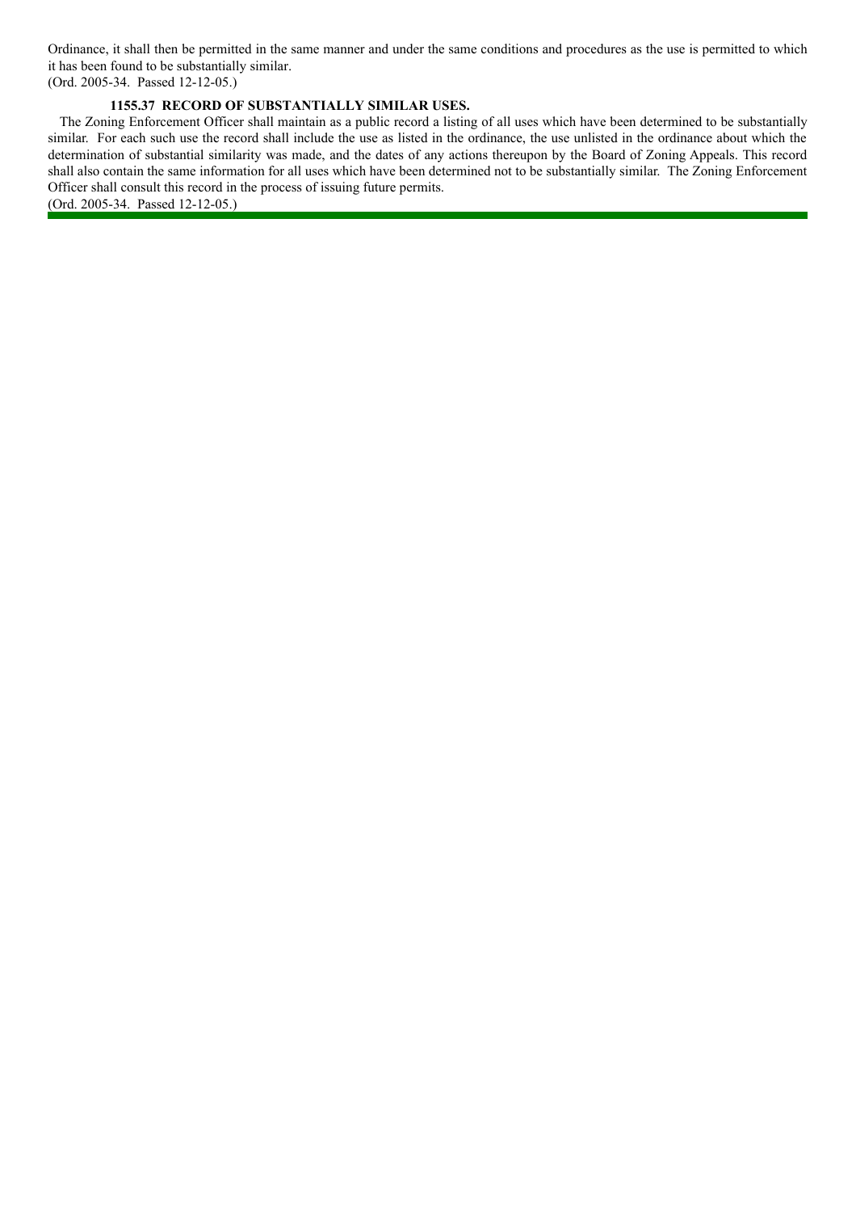Ordinance, it shall then be permitted in the same manner and under the same conditions and procedures as the use is permitted to which it has been found to be substantially similar.
(Ord. 2005-34. Passed 12-12-05.)

**1155.37 RECORD OF SUBSTANTIALLY SIMILAR USES.**

The Zoning Enforcement Officer shall maintain as a public record a listing of all uses which have been determined to be substantially similar. For each such use the record shall include the use as listed in the ordinance, the use unlisted in the ordinance about which the determination of substantial similarity was made, and the dates of any actions thereupon by the Board of Zoning Appeals. This record shall also contain the same information for all uses which have been determined not to be substantially similar. The Zoning Enforcement Officer shall consult this record in the process of issuing future permits.
(Ord. 2005-34. Passed 12-12-05.)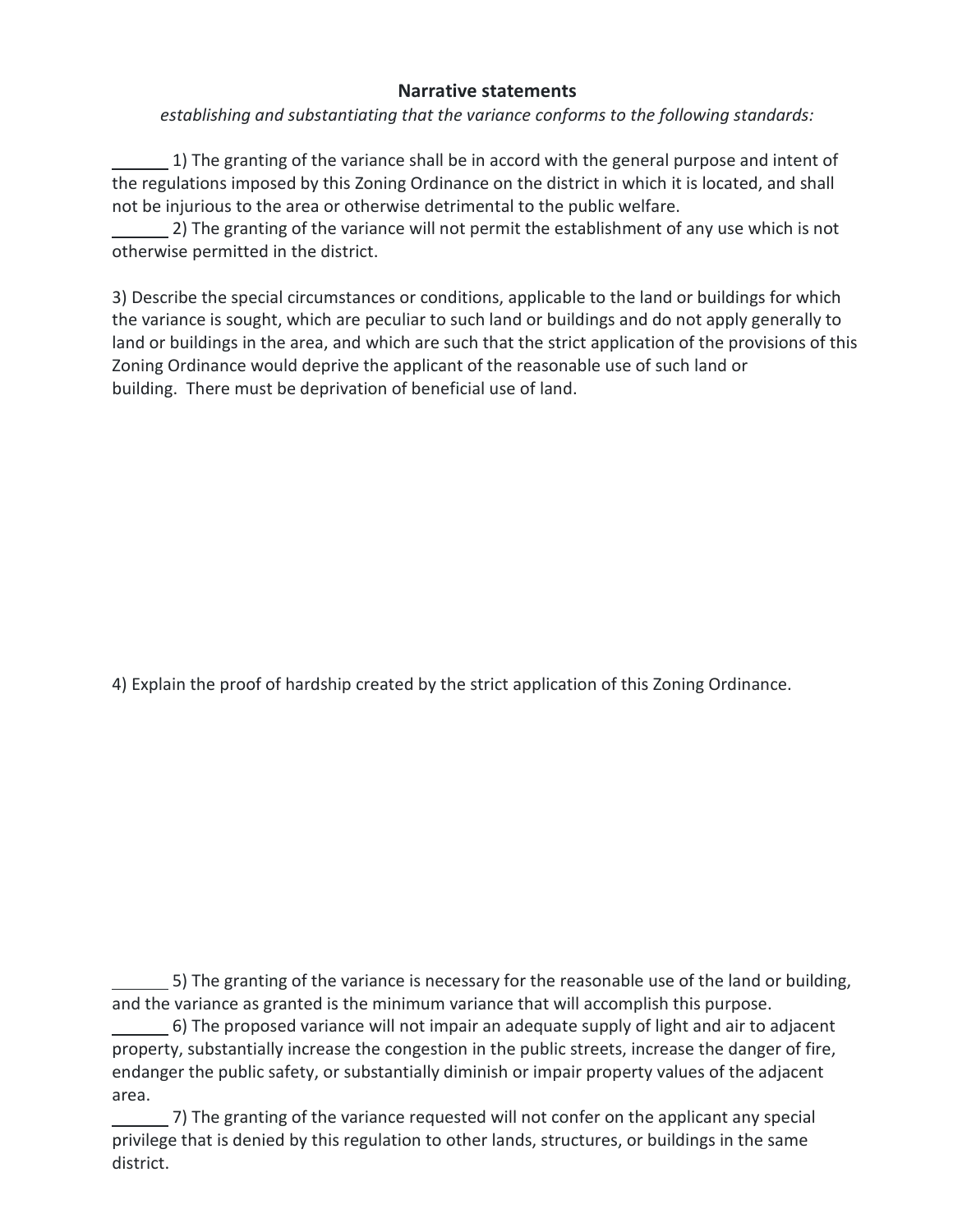**Narrative statements**

*establishing and substantiating that the variance conforms to the following standards:*

______ 1) The granting of the variance shall be in accord with the general purpose and intent of the regulations imposed by this Zoning Ordinance on the district in which it is located, and shall not be injurious to the area or otherwise detrimental to the public welfare.

______ 2) The granting of the variance will not permit the establishment of any use which is not otherwise permitted in the district.

3) Describe the special circumstances or conditions, applicable to the land or buildings for which the variance is sought, which are peculiar to such land or buildings and do not apply generally to land or buildings in the area, and which are such that the strict application of the provisions of this Zoning Ordinance would deprive the applicant of the reasonable use of such land or building. There must be deprivation of beneficial use of land.

4) Explain the proof of hardship created by the strict application of this Zoning Ordinance.

______ 5) The granting of the variance is necessary for the reasonable use of the land or building, and the variance as granted is the minimum variance that will accomplish this purpose.

______ 6) The proposed variance will not impair an adequate supply of light and air to adjacent property, substantially increase the congestion in the public streets, increase the danger of fire, endanger the public safety, or substantially diminish or impair property values of the adjacent area.

______ 7) The granting of the variance requested will not confer on the applicant any special privilege that is denied by this regulation to other lands, structures, or buildings in the same district.